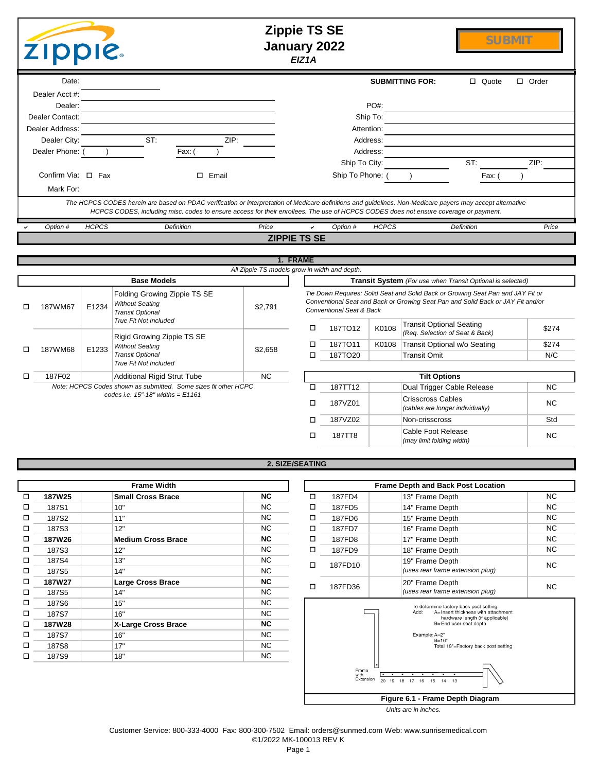# Zippie TS SE
## January 2022
*EIZ1A*

SUBMIT

Date: ____________ **SUBMITTING FOR:** ☐ Quote ☐ Order

Dealer Acct #: ____________

Dealer: ____________ PO#: ____________

Dealer Contact: ____________ Ship To: ____________

Dealer Address: ____________ Attention: ____________

Dealer City: ____________ ST: ____ ZIP: ____ Address: ____________

Dealer Phone: ( ) Fax: ( ) Address: ____________

Ship To City: ____________ ST: ____ ZIP: ____

Confirm Via: ☐ Fax ☐ Email Ship To Phone: ( ) Fax: ( )

Mark For: ____________

*The HCPCS CODES herein are based on PDAC verification or interpretation of Medicare definitions and guidelines. Non-Medicare payers may accept alternative HCPCS CODES, including misc. codes to ensure access for their enrollees. The use of HCPCS CODES does not ensure coverage or payment.*

| ✔ | Option # | HCPCS | Definition | Price |
|---|---|---|---|---|

## ZIPPIE TS SE

### 1. FRAME

*All Zippie TS models grow in width and depth.*

**Base Models**

| | Option # | HCPCS | Definition | Price |
|---|---|---|---|---|
| ☐ | 187WM67 | E1234 | Folding Growing Zippie TS SE *Without Seating* *Transit Optional* *True Fit Not Included* | $2,791 |
| ☐ | 187WM68 | E1233 | Rigid Growing Zippie TS SE *Without Seating* *Transit Optional* *True Fit Not Included* | $2,658 |
| ☐ | 187F02 | | Additional Rigid Strut Tube | NC |

*Note: HCPCS Codes shown as submitted. Some sizes fit other HCPC codes i.e. 15"-18" widths = E1161*

**Transit System** *(For use when Transit Optional is selected)*

*Tie Down Requires: Solid Seat and Solid Back or Growing Seat Pan and JAY Fit or Conventional Seat and Back or Growing Seat Pan and Solid Back or JAY Fit and/or Conventional Seat & Back*

| | Option # | HCPCS | Definition | Price |
|---|---|---|---|---|
| ☐ | 187TO12 | K0108 | Transit Optional Seating *(Req. Selection of Seat & Back)* | $274 |
| ☐ | 187TO11 | K0108 | Transit Optional w/o Seating | $274 |
| ☐ | 187TO20 | | Transit Omit | N/C |

**Tilt Options**

| | Option # | HCPCS | Definition | Price |
|---|---|---|---|---|
| ☐ | 187TT12 | | Dual Trigger Cable Release | NC |
| ☐ | 187VZ01 | | Crisscross Cables *(cables are longer individually)* | NC |
| ☐ | 187VZ02 | | Non-crisscross | Std |
| ☐ | 187TT8 | | Cable Foot Release *(may limit folding width)* | NC |

### 2. SIZE/SEATING

**Frame Width**

| | Option # | HCPCS | Definition | Price |
|---|---|---|---|---|
| ☐ | **187W25** | | **Small Cross Brace** | **NC** |
| ☐ | 187S1 | | 10" | NC |
| ☐ | 187S2 | | 11" | NC |
| ☐ | 187S3 | | 12" | NC |
| ☐ | **187W26** | | **Medium Cross Brace** | **NC** |
| ☐ | 187S3 | | 12" | NC |
| ☐ | 187S4 | | 13" | NC |
| ☐ | 187S5 | | 14" | NC |
| ☐ | **187W27** | | **Large Cross Brace** | **NC** |
| ☐ | 187S5 | | 14" | NC |
| ☐ | 187S6 | | 15" | NC |
| ☐ | 187S7 | | 16" | NC |
| ☐ | **187W28** | | **X-Large Cross Brace** | **NC** |
| ☐ | 187S7 | | 16" | NC |
| ☐ | 187S8 | | 17" | NC |
| ☐ | 187S9 | | 18" | NC |

**Frame Depth and Back Post Location**

| | Option # | HCPCS | Definition | Price |
|---|---|---|---|---|
| ☐ | 187FD4 | | 13" Frame Depth | NC |
| ☐ | 187FD5 | | 14" Frame Depth | NC |
| ☐ | 187FD6 | | 15" Frame Depth | NC |
| ☐ | 187FD7 | | 16" Frame Depth | NC |
| ☐ | 187FD8 | | 17" Frame Depth | NC |
| ☐ | 187FD9 | | 18" Frame Depth | NC |
| ☐ | 187FD10 | | 19" Frame Depth *(uses rear frame extension plug)* | NC |
| ☐ | 187FD36 | | 20" Frame Depth *(uses rear frame extension plug)* | NC |

To determine factory back post setting:
Add: A=Insert thickness with attachment hardware length (if applicable)
B=End user seat depth

Example: A=2"
B=16"
Total 18"=Factory back post setting

Frame with Extension — 20 19 18 17 16 15 14 13

**Figure 6.1 - Frame Depth Diagram**

*Units are in inches.*

Customer Service: 800-333-4000 Fax: 800-300-7502 Email: orders@sunmed.com Web: www.sunrisemedical.com
©1/2022 MK-100013 REV K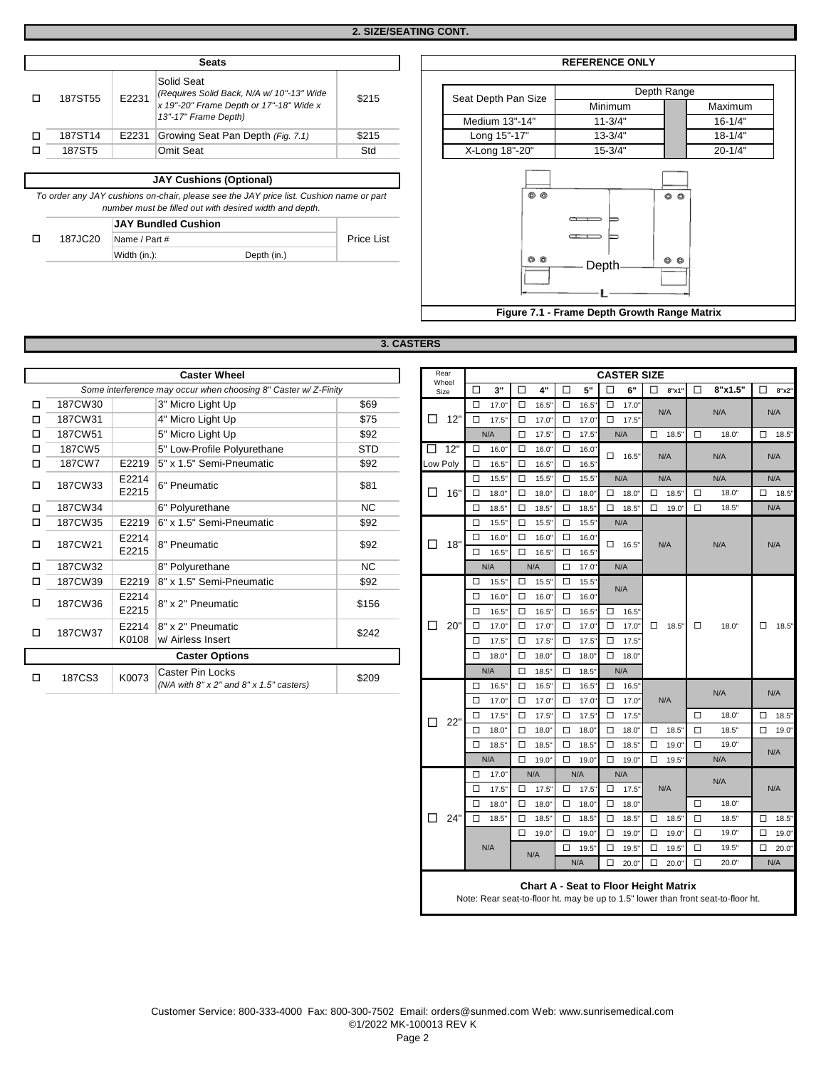## 2. SIZE/SEATING CONT.

| | Seats | | | |
|---|---|---|---|---|
| ☐ | 187ST55 | E2231 | Solid Seat *(Requires Solid Back, N/A w/ 10"-13" Wide x 19"-20" Frame Depth or 17"-18" Wide x 13"-17" Frame Depth)* | $215 |
| ☐ | 187ST14 | E2231 | Growing Seat Pan Depth *(Fig. 7.1)* | $215 |
| ☐ | 187ST5 | | Omit Seat | Std |

### JAY Cushions (Optional)

*To order any JAY cushions on-chair, please see the JAY price list. Cushion name or part number must be filled out with desired width and depth.*

| | | JAY Bundled Cushion | |
|---|---|---|---|
| ☐ | 187JC20 | Name / Part #<br>Width (in.): Depth (in.) | Price List |

### REFERENCE ONLY

| Seat Depth Pan Size | Depth Range Minimum | Depth Range Maximum |
|---|---|---|
| Medium 13"-14" | 11-3/4" | 16-1/4" |
| Long 15"-17" | 13-3/4" | 18-1/4" |
| X-Long 18"-20" | 15-3/4" | 20-1/4" |

Depth

L

Figure 7.1 - Frame Depth Growth Range Matrix

## 3. CASTERS

| | Caster Wheel | | | |
|---|---|---|---|---|
| | *Some interference may occur when choosing 8" Caster w/ Z-Finity* | | | |
| ☐ | 187CW30 | | 3" Micro Light Up | $69 |
| ☐ | 187CW31 | | 4" Micro Light Up | $75 |
| ☐ | 187CW51 | | 5" Micro Light Up | $92 |
| ☐ | 187CW5 | | 5" Low-Profile Polyurethane | STD |
| ☐ | 187CW7 | E2219 | 5" x 1.5" Semi-Pneumatic | $92 |
| ☐ | 187CW33 | E2214<br>E2215 | 6" Pneumatic | $81 |
| ☐ | 187CW34 | | 6" Polyurethane | NC |
| ☐ | 187CW35 | E2219 | 6" x 1.5" Semi-Pneumatic | $92 |
| ☐ | 187CW21 | E2214<br>E2215 | 8" Pneumatic | $92 |
| ☐ | 187CW32 | | 8" Polyurethane | NC |
| ☐ | 187CW39 | E2219 | 8" x 1.5" Semi-Pneumatic | $92 |
| ☐ | 187CW36 | E2214<br>E2215 | 8" x 2" Pneumatic | $156 |
| ☐ | 187CW37 | E2214<br>K0108 | 8" x 2" Pneumatic<br>w/ Airless Insert | $242 |

| | Caster Options | | | |
|---|---|---|---|---|
| ☐ | 187CS3 | K0073 | Caster Pin Locks *(N/A with 8" x 2" and 8" x 1.5" casters)* | $209 |

| Rear Wheel Size | CASTER SIZE ☐ 3" | ☐ 4" | ☐ 5" | ☐ 6" | ☐ 8"x1" | ☐ 8"x1.5" | ☐ 8"x2" |
|---|---|---|---|---|---|---|---|
| ☐ 12" | ☐ 17.0" | ☐ 16.5" | ☐ 16.5" | ☐ 17.0" | N/A | N/A | N/A |
| | ☐ 17.5" | ☐ 17.0" | ☐ 17.0" | ☐ 17.5" | | | |
| | N/A | ☐ 17.5" | ☐ 17.5" | N/A | ☐ 18.5" | ☐ 18.0" | ☐ 18.5" |
| ☐ 12" Low Poly | ☐ 16.0" | ☐ 16.0" | ☐ 16.0" | ☐ 16.5" | N/A | N/A | N/A |
| | ☐ 16.5" | ☐ 16.5" | ☐ 16.5" | | | | |
| ☐ 16" | ☐ 15.5" | ☐ 15.5" | ☐ 15.5" | N/A | N/A | N/A | N/A |
| | ☐ 18.0" | ☐ 18.0" | ☐ 18.0" | ☐ 18.0" | ☐ 18.5" | ☐ 18.0" | ☐ 18.5" |
| | ☐ 18.5" | ☐ 18.5" | ☐ 18.5" | ☐ 18.5" | ☐ 19.0" | ☐ 18.5" | N/A |
| ☐ 18" | ☐ 15.5" | ☐ 15.5" | ☐ 15.5" | N/A | N/A | N/A | N/A |
| | ☐ 16.0" | ☐ 16.0" | ☐ 16.0" | ☐ 16.5" | | | |
| | ☐ 16.5" | ☐ 16.5" | ☐ 16.5" | | | | |
| | N/A | N/A | ☐ 17.0" | N/A | | | |
| ☐ 20" | ☐ 15.5" | ☐ 15.5" | ☐ 15.5" | N/A | ☐ 18.5" | ☐ 18.0" | ☐ 18.5" |
| | ☐ 16.0" | ☐ 16.0" | ☐ 16.0" | | | | |
| | ☐ 16.5" | ☐ 16.5" | ☐ 16.5" | ☐ 16.5" | | | |
| | ☐ 17.0" | ☐ 17.0" | ☐ 17.0" | ☐ 17.0" | | | |
| | ☐ 17.5" | ☐ 17.5" | ☐ 17.5" | ☐ 17.5" | | | |
| | ☐ 18.0" | ☐ 18.0" | ☐ 18.0" | ☐ 18.0" | | | |
| | N/A | ☐ 18.5" | ☐ 18.5" | N/A | | | |
| ☐ 22" | ☐ 16.5" | ☐ 16.5" | ☐ 16.5" | ☐ 16.5" | N/A | N/A | N/A |
| | ☐ 17.0" | ☐ 17.0" | ☐ 17.0" | ☐ 17.0" | | | |
| | ☐ 17.5" | ☐ 17.5" | ☐ 17.5" | ☐ 17.5" | | ☐ 18.0" | ☐ 18.5" |
| | ☐ 18.0" | ☐ 18.0" | ☐ 18.0" | ☐ 18.0" | ☐ 18.5" | ☐ 18.5" | ☐ 19.0" |
| | ☐ 18.5" | ☐ 18.5" | ☐ 18.5" | ☐ 18.5" | ☐ 19.0" | ☐ 19.0" | N/A |
| | N/A | ☐ 19.0" | ☐ 19.0" | ☐ 19.0" | ☐ 19.5" | N/A | |
| ☐ 24" | ☐ 17.0" | N/A | N/A | N/A | N/A | N/A | N/A |
| | ☐ 17.5" | ☐ 17.5" | ☐ 17.5" | ☐ 17.5" | | | |
| | ☐ 18.0" | ☐ 18.0" | ☐ 18.0" | ☐ 18.0" | | ☐ 18.0" | |
| | ☐ 18.5" | ☐ 18.5" | ☐ 18.5" | ☐ 18.5" | ☐ 18.5" | ☐ 18.5" | ☐ 18.5" |
| | N/A | ☐ 19.0" | ☐ 19.0" | ☐ 19.0" | ☐ 19.0" | ☐ 19.0" | ☐ 19.0" |
| | | N/A | ☐ 19.5" | ☐ 19.5" | ☐ 19.5" | ☐ 19.5" | ☐ 20.0" |
| | | | N/A | ☐ 20.0" | ☐ 20.0" | ☐ 20.0" | N/A |

**Chart A - Seat to Floor Height Matrix**

Note: Rear seat-to-floor ht. may be up to 1.5" lower than front seat-to-floor ht.

Customer Service: 800-333-4000 Fax: 800-300-7502 Email: orders@sunmed.com Web: www.sunrisemedical.com

©1/2022 MK-100013 REV K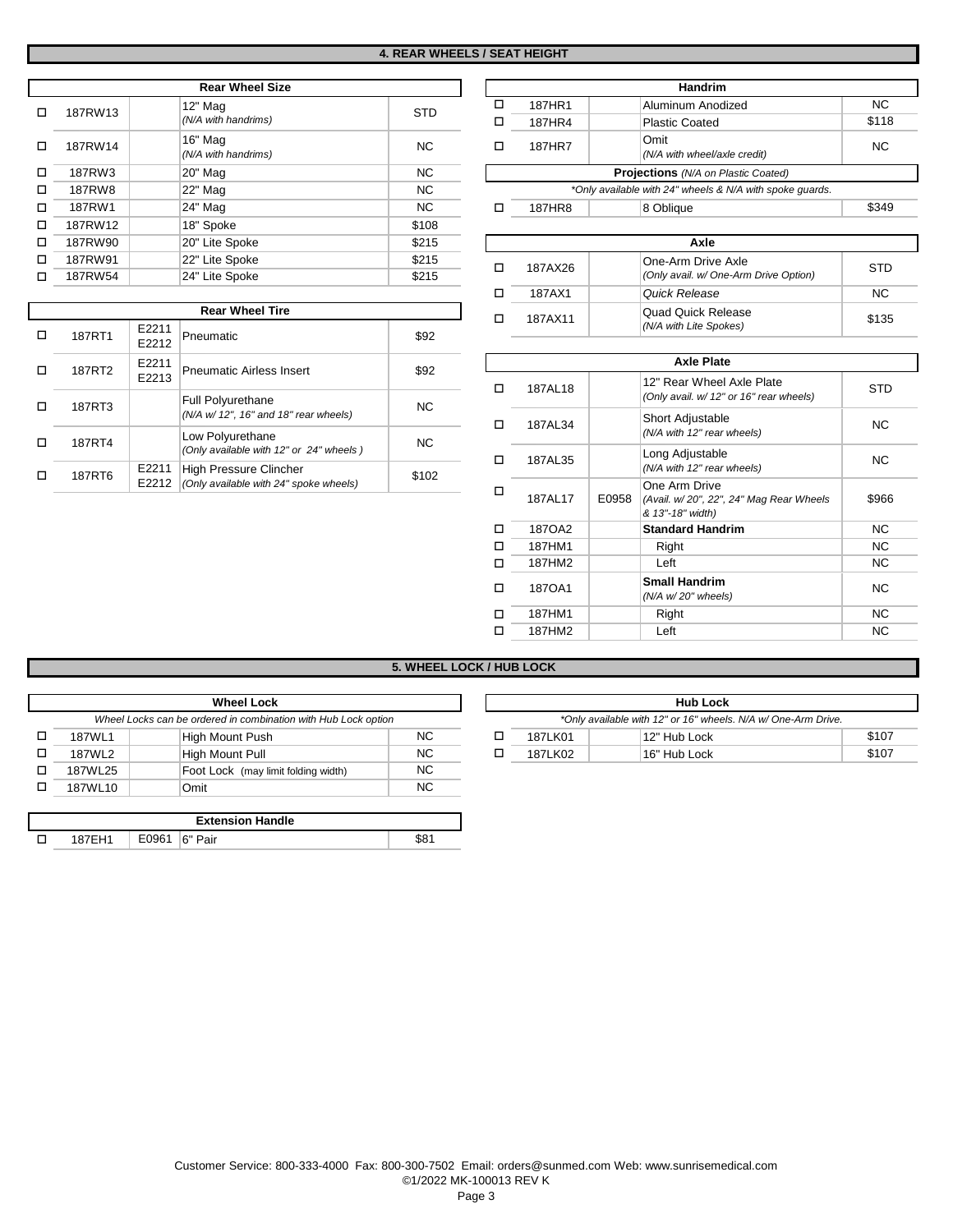## 4. REAR WHEELS / SEAT HEIGHT

### Rear Wheel Size

| | Code | HCPCS | Description | Price |
|---|---|---|---|---|
| ☐ | 187RW13 | | 12" Mag *(N/A with handrims)* | STD |
| ☐ | 187RW14 | | 16" Mag *(N/A with handrims)* | NC |
| ☐ | 187RW3 | | 20" Mag | NC |
| ☐ | 187RW8 | | 22" Mag | NC |
| ☐ | 187RW1 | | 24" Mag | NC |
| ☐ | 187RW12 | | 18" Spoke | $108 |
| ☐ | 187RW90 | | 20" Lite Spoke | $215 |
| ☐ | 187RW91 | | 22" Lite Spoke | $215 |
| ☐ | 187RW54 | | 24" Lite Spoke | $215 |

### Rear Wheel Tire

| | Code | HCPCS | Description | Price |
|---|---|---|---|---|
| ☐ | 187RT1 | E2211 E2212 | Pneumatic | $92 |
| ☐ | 187RT2 | E2211 E2213 | Pneumatic Airless Insert | $92 |
| ☐ | 187RT3 | | Full Polyurethane *(N/A w/ 12", 16" and 18" rear wheels)* | NC |
| ☐ | 187RT4 | | Low Polyurethane *(Only available with 12" or 24" wheels )* | NC |
| ☐ | 187RT6 | E2211 E2212 | High Pressure Clincher *(Only available with 24" spoke wheels)* | $102 |

### Handrim

| | Code | HCPCS | Description | Price |
|---|---|---|---|---|
| ☐ | 187HR1 | | Aluminum Anodized | NC |
| ☐ | 187HR4 | | Plastic Coated | $118 |
| ☐ | 187HR7 | | Omit *(N/A with wheel/axle credit)* | NC |
| | | | **Projections** *(N/A on Plastic Coated)* | |
| | | | *\*Only available with 24" wheels & N/A with spoke guards.* | |
| ☐ | 187HR8 | | 8 Oblique | $349 |

### Axle

| | Code | HCPCS | Description | Price |
|---|---|---|---|---|
| ☐ | 187AX26 | | One-Arm Drive Axle *(Only avail. w/ One-Arm Drive Option)* | STD |
| ☐ | 187AX1 | | *Quick Release* | NC |
| ☐ | 187AX11 | | Quad Quick Release *(N/A with Lite Spokes)* | $135 |

### Axle Plate

| | Code | HCPCS | Description | Price |
|---|---|---|---|---|
| ☐ | 187AL18 | | 12" Rear Wheel Axle Plate *(Only avail. w/ 12" or 16" rear wheels)* | STD |
| ☐ | 187AL34 | | Short Adjustable *(N/A with 12" rear wheels)* | NC |
| ☐ | 187AL35 | | Long Adjustable *(N/A with 12" rear wheels)* | NC |
| ☐ | 187AL17 | E0958 | One Arm Drive *(Avail. w/ 20", 22", 24" Mag Rear Wheels & 13"-18" width)* | $966 |
| ☐ | 187OA2 | | **Standard Handrim** | NC |
| ☐ | 187HM1 | | Right | NC |
| ☐ | 187HM2 | | Left | NC |
| ☐ | 187OA1 | | **Small Handrim** *(N/A w/ 20" wheels)* | NC |
| ☐ | 187HM1 | | Right | NC |
| ☐ | 187HM2 | | Left | NC |

## 5. WHEEL LOCK / HUB LOCK

### Wheel Lock

*Wheel Locks can be ordered in combination with Hub Lock option*

| | Code | HCPCS | Description | Price |
|---|---|---|---|---|
| ☐ | 187WL1 | | High Mount Push | NC |
| ☐ | 187WL2 | | High Mount Pull | NC |
| ☐ | 187WL25 | | Foot Lock (may limit folding width) | NC |
| ☐ | 187WL10 | | Omit | NC |

### Extension Handle

| | Code | HCPCS | Description | Price |
|---|---|---|---|---|
| ☐ | 187EH1 | E0961 | 6" Pair | $81 |

### Hub Lock

*\*Only available with 12" or 16" wheels. N/A w/ One-Arm Drive.*

| | Code | HCPCS | Description | Price |
|---|---|---|---|---|
| ☐ | 187LK01 | | 12" Hub Lock | $107 |
| ☐ | 187LK02 | | 16" Hub Lock | $107 |

Customer Service: 800-333-4000 Fax: 800-300-7502 Email: orders@sunmed.com Web: www.sunrisemedical.com
©1/2022 MK-100013 REV K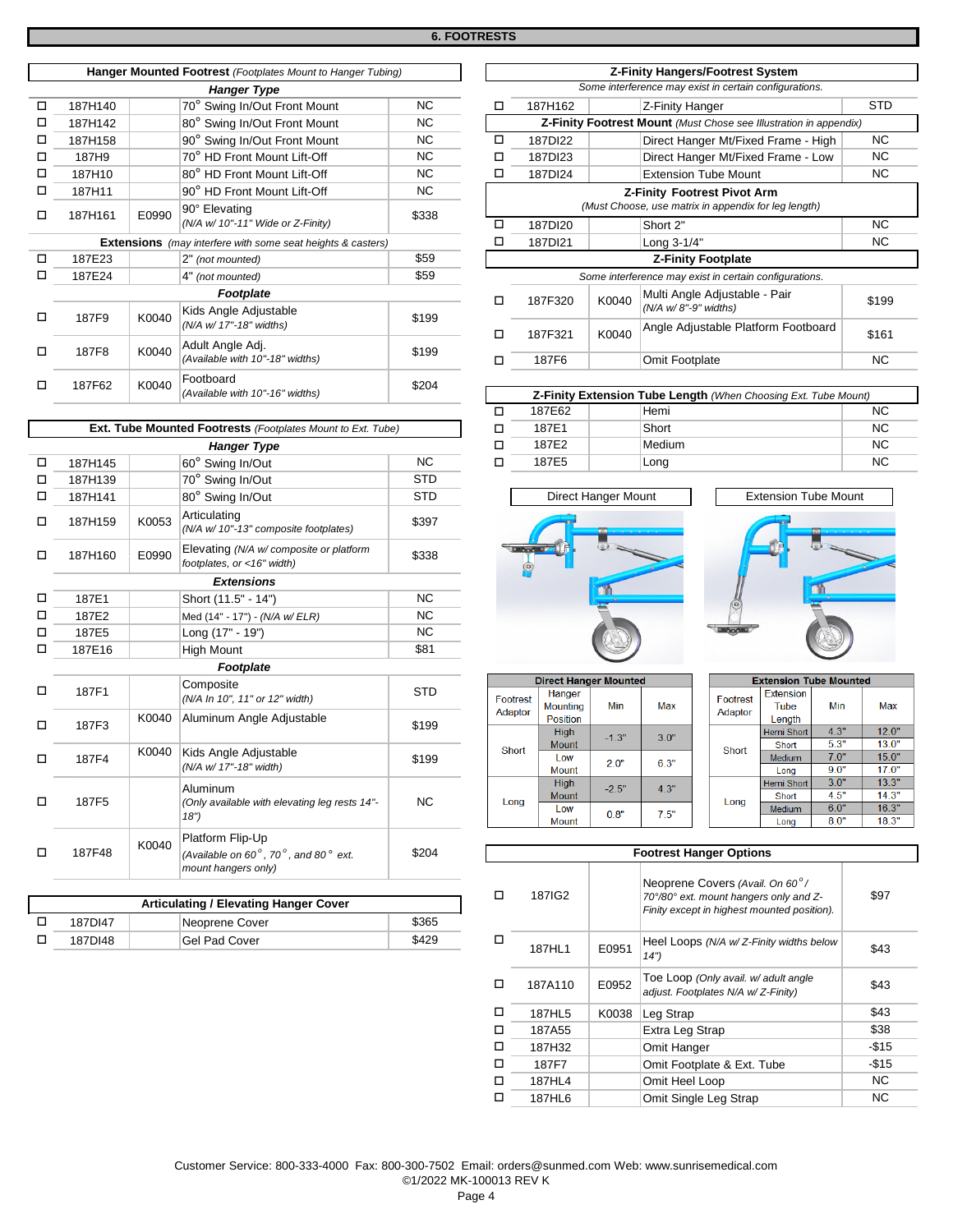# 6. FOOTRESTS

## Hanger Mounted Footrest *(Footplates Mount to Hanger Tubing)*

| ☐ | Code | HCPCS | Description | Price |
|---|---|---|---|---|
| | | | ***Hanger Type*** | |
| ☐ | 187H140 | | 70° Swing In/Out Front Mount | NC |
| ☐ | 187H142 | | 80° Swing In/Out Front Mount | NC |
| ☐ | 187H158 | | 90° Swing In/Out Front Mount | NC |
| ☐ | 187H9 | | 70° HD Front Mount Lift-Off | NC |
| ☐ | 187H10 | | 80° HD Front Mount Lift-Off | NC |
| ☐ | 187H11 | | 90° HD Front Mount Lift-Off | NC |
| ☐ | 187H161 | E0990 | 90° Elevating *(N/A w/ 10"-11" Wide or Z-Finity)* | $338 |
| | | | **Extensions** *(may interfere with some seat heights & casters)* | |
| ☐ | 187E23 | | 2" *(not mounted)* | $59 |
| ☐ | 187E24 | | 4" *(not mounted)* | $59 |
| | | | ***Footplate*** | |
| ☐ | 187F9 | K0040 | Kids Angle Adjustable *(N/A w/ 17"-18" widths)* | $199 |
| ☐ | 187F8 | K0040 | Adult Angle Adj. *(Available with 10"-18" widths)* | $199 |
| ☐ | 187F62 | K0040 | Footboard *(Available with 10"-16" widths)* | $204 |

## Ext. Tube Mounted Footrests *(Footplates Mount to Ext. Tube)*

| ☐ | Code | HCPCS | Description | Price |
|---|---|---|---|---|
| | | | ***Hanger Type*** | |
| ☐ | 187H145 | | 60° Swing In/Out | NC |
| ☐ | 187H139 | | 70° Swing In/Out | STD |
| ☐ | 187H141 | | 80° Swing In/Out | STD |
| ☐ | 187H159 | K0053 | Articulating *(N/A w/ 10"-13" composite footplates)* | $397 |
| ☐ | 187H160 | E0990 | Elevating *(N/A w/ composite or platform footplates, or <16" width)* | $338 |
| | | | ***Extensions*** | |
| ☐ | 187E1 | | Short (11.5" - 14") | NC |
| ☐ | 187E2 | | Med (14" - 17") - *(N/A w/ ELR)* | NC |
| ☐ | 187E5 | | Long (17" - 19") | NC |
| ☐ | 187E16 | | High Mount | $81 |
| | | | ***Footplate*** | |
| ☐ | 187F1 | | Composite *(N/A In 10", 11" or 12" width)* | STD |
| ☐ | 187F3 | K0040 | Aluminum Angle Adjustable | $199 |
| ☐ | 187F4 | K0040 | Kids Angle Adjustable *(N/A w/ 17"-18" width)* | $199 |
| ☐ | 187F5 | | Aluminum *(Only available with elevating leg rests 14"-18")* | NC |
| ☐ | 187F48 | K0040 | Platform Flip-Up *(Available on 60°, 70°, and 80° ext. mount hangers only)* | $204 |

## Articulating / Elevating Hanger Cover

| ☐ | Code | HCPCS | Description | Price |
|---|---|---|---|---|
| ☐ | 187DI47 | | Neoprene Cover | $365 |
| ☐ | 187DI48 | | Gel Pad Cover | $429 |

## Z-Finity Hangers/Footrest System

*Some interference may exist in certain configurations.*

| ☐ | Code | HCPCS | Description | Price |
|---|---|---|---|---|
| ☐ | 187H162 | | Z-Finity Hanger | STD |
| | | | **Z-Finity Footrest Mount** *(Must Chose see Illustration in appendix)* | |
| ☐ | 187DI22 | | Direct Hanger Mt/Fixed Frame - High | NC |
| ☐ | 187DI23 | | Direct Hanger Mt/Fixed Frame - Low | NC |
| ☐ | 187DI24 | | Extension Tube Mount | NC |
| | | | **Z-Finity Footrest Pivot Arm** *(Must Choose, use matrix in appendix for leg length)* | |
| ☐ | 187DI20 | | Short 2" | NC |
| ☐ | 187DI21 | | Long 3-1/4" | NC |
| | | | **Z-Finity Footplate** *Some interference may exist in certain configurations.* | |
| ☐ | 187F320 | K0040 | Multi Angle Adjustable - Pair *(N/A w/ 8"-9" widths)* | $199 |
| ☐ | 187F321 | K0040 | Angle Adjustable Platform Footboard | $161 |
| ☐ | 187F6 | | Omit Footplate | NC |

## Z-Finity Extension Tube Length *(When Choosing Ext. Tube Mount)*

| ☐ | Code | HCPCS | Description | Price |
|---|---|---|---|---|
| ☐ | 187E62 | | Hemi | NC |
| ☐ | 187E1 | | Short | NC |
| ☐ | 187E2 | | Medium | NC |
| ☐ | 187E5 | | Long | NC |

Direct Hanger Mount

Extension Tube Mount

### Direct Hanger Mounted

| Footrest Adaptor | Hanger Mounting Position | Min | Max |
|---|---|---|---|
| Short | High Mount | -1.3" | 3.0" |
| | Low Mount | 2.0" | 6.3" |
| Long | High Mount | -2.5" | 4.3" |
| | Low Mount | 0.8" | 7.5" |

### Extension Tube Mounted

| Footrest Adaptor | Extension Tube Length | Min | Max |
|---|---|---|---|
| Short | Hemi Short | 4.3" | 12.0" |
| | Short | 5.3" | 13.0" |
| | Medium | 7.0" | 15.0" |
| | Long | 9.0" | 17.0" |
| Long | Hemi Short | 3.0" | 13.3" |
| | Short | 4.5" | 14.3" |
| | Medium | 6.0" | 16.3" |
| | Long | 8.0" | 18.3" |

## Footrest Hanger Options

| ☐ | Code | HCPCS | Description | Price |
|---|---|---|---|---|
| ☐ | 187IG2 | | Neoprene Covers *(Avail. On 60°/ 70°/80° ext. mount hangers only and Z-Finity except in highest mounted position).* | $97 |
| ☐ | 187HL1 | E0951 | Heel Loops *(N/A w/ Z-Finity widths below 14")* | $43 |
| ☐ | 187A110 | E0952 | Toe Loop *(Only avail. w/ adult angle adjust. Footplates N/A w/ Z-Finity)* | $43 |
| ☐ | 187HL5 | K0038 | Leg Strap | $43 |
| ☐ | 187A55 | | Extra Leg Strap | $38 |
| ☐ | 187H32 | | Omit Hanger | -$15 |
| ☐ | 187F7 | | Omit Footplate & Ext. Tube | -$15 |
| ☐ | 187HL4 | | Omit Heel Loop | NC |
| ☐ | 187HL6 | | Omit Single Leg Strap | NC |

Customer Service: 800-333-4000 Fax: 800-300-7502 Email: orders@sunmed.com Web: www.sunrisemedical.com
©1/2022 MK-100013 REV K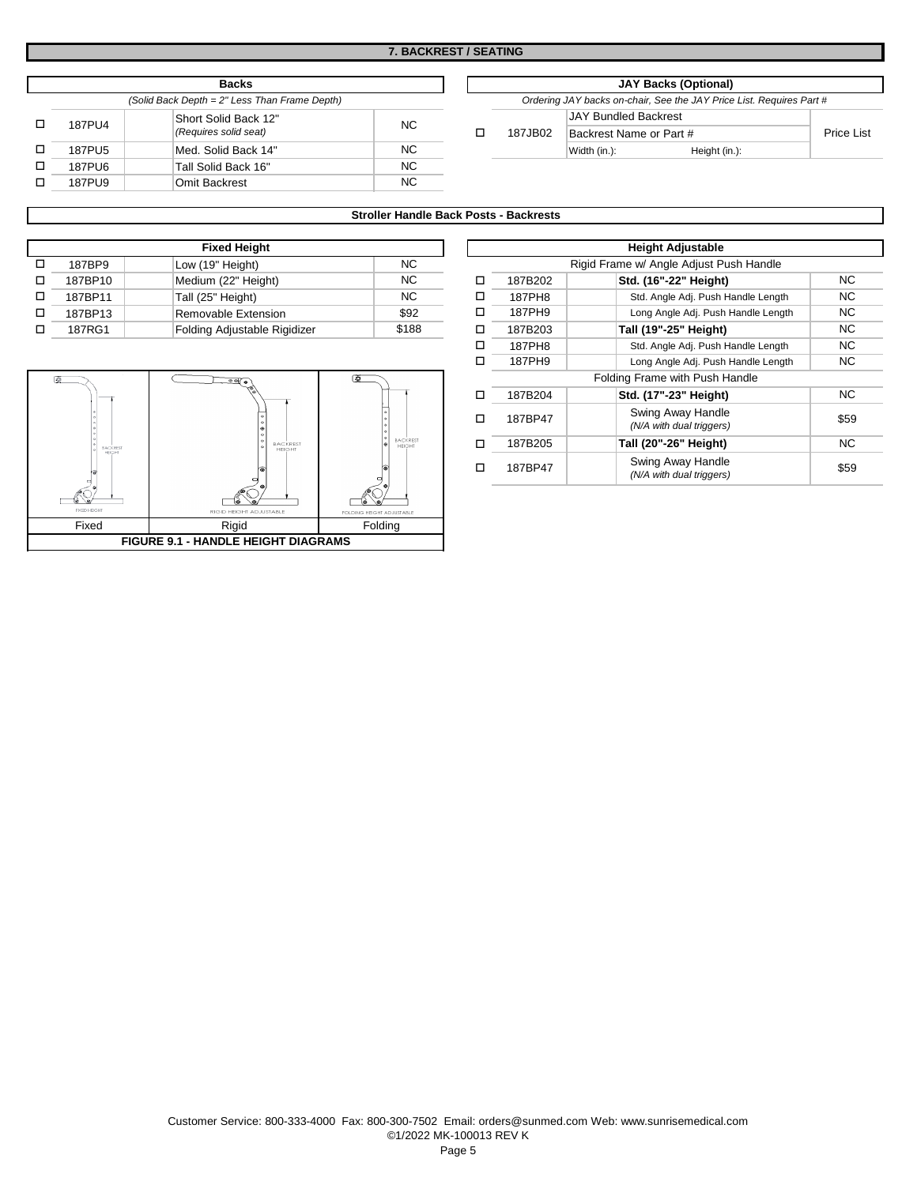## 7. BACKREST / SEATING

| | Backs | | | |
|---|---|---|---|---|
| | | *(Solid Back Depth = 2" Less Than Frame Depth)* | | |
| ☐ | 187PU4 | | Short Solid Back 12" *(Requires solid seat)* | NC |
| ☐ | 187PU5 | | Med. Solid Back 14" | NC |
| ☐ | 187PU6 | | Tall Solid Back 16" | NC |
| ☐ | 187PU9 | | Omit Backrest | NC |

| | JAY Backs (Optional) | | |
|---|---|---|---|
| | | *Ordering JAY backs on-chair, See the JAY Price List. Requires Part #* | |
| ☐ | 187JB02 | JAY Bundled Backrest<br>Backrest Name or Part #<br>Width (in.): Height (in.): | Price List |

### Stroller Handle Back Posts - Backrests

| | Fixed Height | | | |
|---|---|---|---|---|
| ☐ | 187BP9 | | Low (19" Height) | NC |
| ☐ | 187BP10 | | Medium (22" Height) | NC |
| ☐ | 187BP11 | | Tall (25" Height) | NC |
| ☐ | 187BP13 | | Removable Extension | $92 |
| ☐ | 187RG1 | | Folding Adjustable Rigidizer | $188 |

| Fixed | Rigid | Folding |
|---|---|---|

**FIGURE 9.1 - HANDLE HEIGHT DIAGRAMS**

| | Height Adjustable | | | |
|---|---|---|---|---|
| | | Rigid Frame w/ Angle Adjust Push Handle | | |
| ☐ | 187B202 | | **Std. (16"-22" Height)** | NC |
| ☐ | 187PH8 | | Std. Angle Adj. Push Handle Length | NC |
| ☐ | 187PH9 | | Long Angle Adj. Push Handle Length | NC |
| ☐ | 187B203 | | **Tall (19"-25" Height)** | NC |
| ☐ | 187PH8 | | Std. Angle Adj. Push Handle Length | NC |
| ☐ | 187PH9 | | Long Angle Adj. Push Handle Length | NC |
| | | Folding Frame with Push Handle | | |
| ☐ | 187B204 | | **Std. (17"-23" Height)** | NC |
| ☐ | 187BP47 | | Swing Away Handle *(N/A with dual triggers)* | $59 |
| ☐ | 187B205 | | **Tall (20"-26" Height)** | NC |
| ☐ | 187BP47 | | Swing Away Handle *(N/A with dual triggers)* | $59 |

Customer Service: 800-333-4000 Fax: 800-300-7502 Email: orders@sunmed.com Web: www.sunrisemedical.com
©1/2022 MK-100013 REV K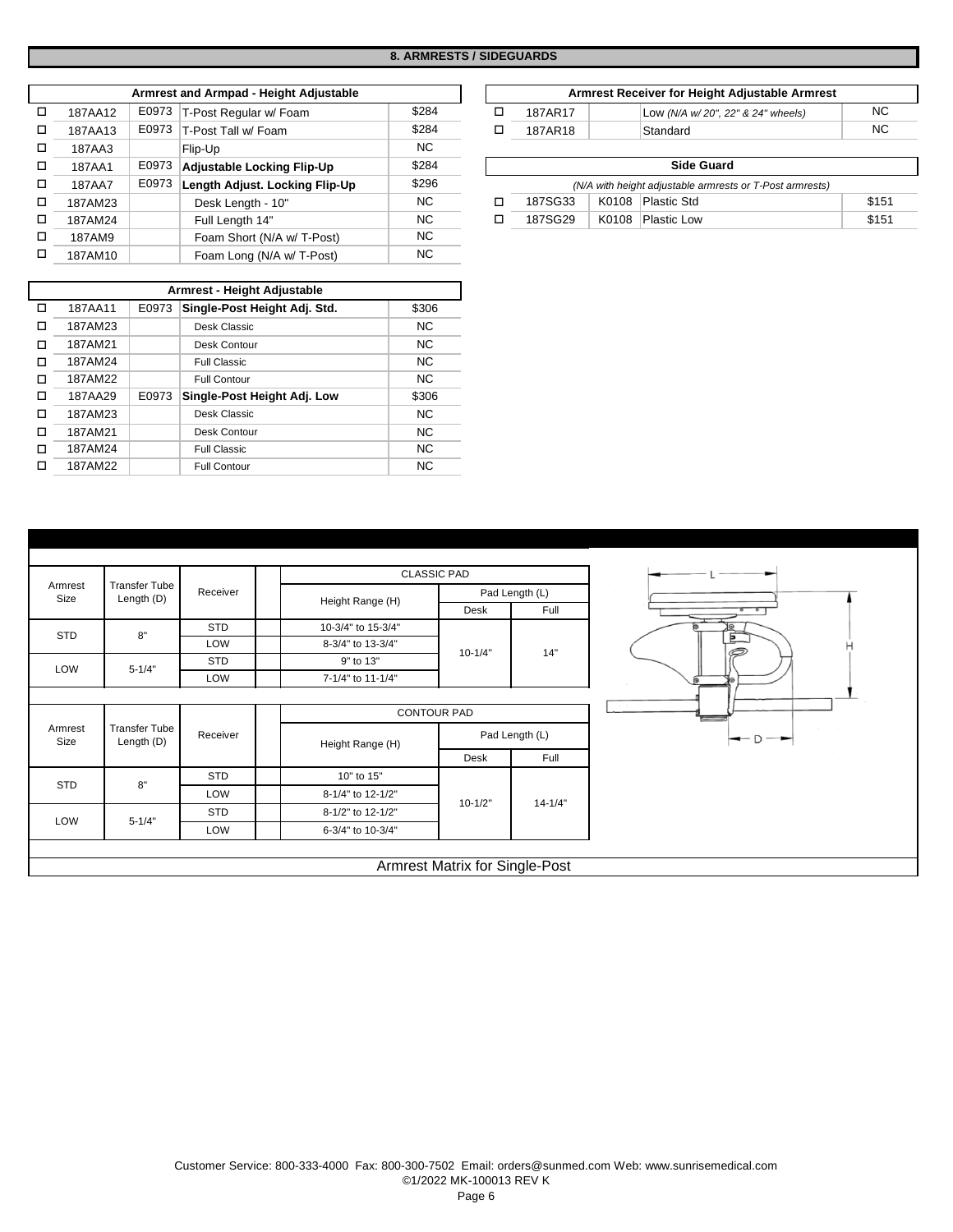## 8. ARMRESTS / SIDEGUARDS

| | Armrest and Armpad - Height Adjustable | | | |
|---|---|---|---|---|
| ☐ | 187AA12 | E0973 | T-Post Regular w/ Foam | $284 |
| ☐ | 187AA13 | E0973 | T-Post Tall w/ Foam | $284 |
| ☐ | 187AA3 | | Flip-Up | NC |
| ☐ | 187AA1 | E0973 | **Adjustable Locking Flip-Up** | $284 |
| ☐ | 187AA7 | E0973 | **Length Adjust. Locking Flip-Up** | $296 |
| ☐ | 187AM23 | | Desk Length - 10" | NC |
| ☐ | 187AM24 | | Full Length 14" | NC |
| ☐ | 187AM9 | | Foam Short (N/A w/ T-Post) | NC |
| ☐ | 187AM10 | | Foam Long (N/A w/ T-Post) | NC |

| | Armrest - Height Adjustable | | | |
|---|---|---|---|---|
| ☐ | 187AA11 | E0973 | **Single-Post Height Adj. Std.** | $306 |
| ☐ | 187AM23 | | Desk Classic | NC |
| ☐ | 187AM21 | | Desk Contour | NC |
| ☐ | 187AM24 | | Full Classic | NC |
| ☐ | 187AM22 | | Full Contour | NC |
| ☐ | 187AA29 | E0973 | **Single-Post Height Adj. Low** | $306 |
| ☐ | 187AM23 | | Desk Classic | NC |
| ☐ | 187AM21 | | Desk Contour | NC |
| ☐ | 187AM24 | | Full Classic | NC |
| ☐ | 187AM22 | | Full Contour | NC |

| | Armrest Receiver for Height Adjustable Armrest | | | |
|---|---|---|---|---|
| ☐ | 187AR17 | | Low *(N/A w/ 20", 22" & 24" wheels)* | NC |
| ☐ | 187AR18 | | Standard | NC |

| | Side Guard | | | |
|---|---|---|---|---|
| | *(N/A with height adjustable armrests or T-Post armrests)* | | | |
| ☐ | 187SG33 | K0108 | Plastic Std | $151 |
| ☐ | 187SG29 | K0108 | Plastic Low | $151 |

| Armrest Size | Transfer Tube Length (D) | Receiver | CLASSIC PAD Height Range (H) | Pad Length (L) Desk | Pad Length (L) Full |
|---|---|---|---|---|---|
| STD | 8" | STD | 10-3/4" to 15-3/4" | 10-1/4" | 14" |
| | | LOW | 8-3/4" to 13-3/4" | | |
| LOW | 5-1/4" | STD | 9" to 13" | | |
| | | LOW | 7-1/4" to 11-1/4" | | |

| Armrest Size | Transfer Tube Length (D) | Receiver | CONTOUR PAD Height Range (H) | Pad Length (L) Desk | Pad Length (L) Full |
|---|---|---|---|---|---|
| STD | 8" | STD | 10" to 15" | 10-1/2" | 14-1/4" |
| | | LOW | 8-1/4" to 12-1/2" | | |
| LOW | 5-1/4" | STD | 8-1/2" to 12-1/2" | | |
| | | LOW | 6-3/4" to 10-3/4" | | |

Armrest Matrix for Single-Post

Customer Service: 800-333-4000 Fax: 800-300-7502 Email: orders@sunmed.com Web: www.sunrisemedical.com
©1/2022 MK-100013 REV K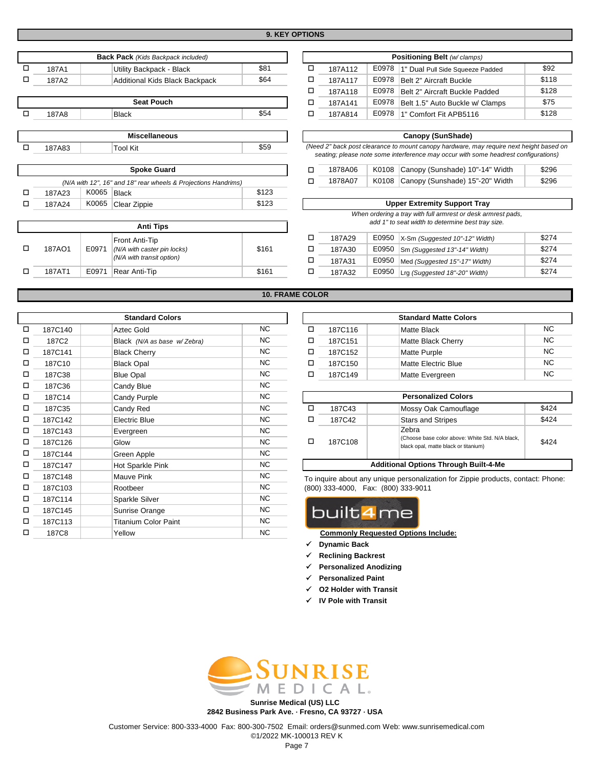## 9. KEY OPTIONS

**Back Pack** *(Kids Backpack included)*

| | | | | |
|---|---|---|---|---|
| ☐ | 187A1 | | Utility Backpack - Black | $81 |
| ☐ | 187A2 | | Additional Kids Black Backpack | $64 |

**Seat Pouch**

| | | | | |
|---|---|---|---|---|
| ☐ | 187A8 | | Black | $54 |

**Miscellaneous**

| | | | | |
|---|---|---|---|---|
| ☐ | 187A83 | | Tool Kit | $59 |

**Spoke Guard**

*(N/A with 12", 16" and 18" rear wheels & Projections Handrims)*

| | | | | |
|---|---|---|---|---|
| ☐ | 187A23 | K0065 | Black | $123 |
| ☐ | 187A24 | K0065 | Clear Zippie | $123 |

**Anti Tips**

| | | | | |
|---|---|---|---|---|
| ☐ | 187AO1 | E0971 | Front Anti-Tip *(N/A with caster pin locks)* *(N/A with transit option)* | $161 |
| ☐ | 187AT1 | E0971 | Rear Anti-Tip | $161 |

**Positioning Belt** *(w/ clamps)*

| | | | | |
|---|---|---|---|---|
| ☐ | 187A112 | E0978 | 1" Dual Pull Side Squeeze Padded | $92 |
| ☐ | 187A117 | E0978 | Belt 2" Aircraft Buckle | $118 |
| ☐ | 187A118 | E0978 | Belt 2" Aircraft Buckle Padded | $128 |
| ☐ | 187A141 | E0978 | Belt 1.5" Auto Buckle w/ Clamps | $75 |
| ☐ | 187A814 | E0978 | 1" Comfort Fit APB5116 | $128 |

**Canopy (SunShade)**

*(Need 2" back post clearance to mount canopy hardware, may require next height based on seating; please note some interference may occur with some headrest configurations)*

| | | | | |
|---|---|---|---|---|
| ☐ | 1878A06 | K0108 | Canopy (Sunshade) 10"-14" Width | $296 |
| ☐ | 1878A07 | K0108 | Canopy (Sunshade) 15"-20" Width | $296 |

**Upper Extremity Support Tray**

*When ordering a tray with full armrest or desk armrest pads, add 1" to seat width to determine best tray size.*

| | | | | |
|---|---|---|---|---|
| ☐ | 187A29 | E0950 | X-Sm *(Suggested 10"-12" Width)* | $274 |
| ☐ | 187A30 | E0950 | Sm *(Suggested 13"-14" Width)* | $274 |
| ☐ | 187A31 | E0950 | Med *(Suggested 15"-17" Width)* | $274 |
| ☐ | 187A32 | E0950 | Lrg *(Suggested 18"-20" Width)* | $274 |

## 10. FRAME COLOR

**Standard Colors**

| | | | | |
|---|---|---|---|---|
| ☐ | 187C140 | | Aztec Gold | NC |
| ☐ | 187C2 | | Black *(N/A as base w/ Zebra)* | NC |
| ☐ | 187C141 | | Black Cherry | NC |
| ☐ | 187C10 | | Black Opal | NC |
| ☐ | 187C38 | | Blue Opal | NC |
| ☐ | 187C36 | | Candy Blue | NC |
| ☐ | 187C14 | | Candy Purple | NC |
| ☐ | 187C35 | | Candy Red | NC |
| ☐ | 187C142 | | Electric Blue | NC |
| ☐ | 187C143 | | Evergreen | NC |
| ☐ | 187C126 | | Glow | NC |
| ☐ | 187C144 | | Green Apple | NC |
| ☐ | 187C147 | | Hot Sparkle Pink | NC |
| ☐ | 187C148 | | Mauve Pink | NC |
| ☐ | 187C103 | | Rootbeer | NC |
| ☐ | 187C114 | | Sparkle Silver | NC |
| ☐ | 187C145 | | Sunrise Orange | NC |
| ☐ | 187C113 | | Titanium Color Paint | NC |
| ☐ | 187C8 | | Yellow | NC |

**Standard Matte Colors**

| | | | | |
|---|---|---|---|---|
| ☐ | 187C116 | | Matte Black | NC |
| ☐ | 187C151 | | Matte Black Cherry | NC |
| ☐ | 187C152 | | Matte Purple | NC |
| ☐ | 187C150 | | Matte Electric Blue | NC |
| ☐ | 187C149 | | Matte Evergreen | NC |

**Personalized Colors**

| | | | | |
|---|---|---|---|---|
| ☐ | 187C43 | | Mossy Oak Camouflage | $424 |
| ☐ | 187C42 | | Stars and Stripes | $424 |
| ☐ | 187C108 | | Zebra (Choose base color above: White Std. N/A black, black opal, matte black or titanium) | $424 |

**Additional Options Through Built-4-Me**

To inquire about any unique personalization for Zippie products, contact: Phone: (800) 333-4000, Fax: (800) 333-9011

built4me

**Commonly Requested Options Include:**

- ✓ **Dynamic Back**
- ✓ **Reclining Backrest**
- ✓ **Personalized Anodizing**
- ✓ **Personalized Paint**
- ✓ **O2 Holder with Transit**
- ✓ **IV Pole with Transit**

SUNRISE MEDICAL

**Sunrise Medical (US) LLC**
**2842 Business Park Ave. · Fresno, CA 93727 · USA**

Customer Service: 800-333-4000 Fax: 800-300-7502 Email: orders@sunmed.com Web: www.sunrisemedical.com
©1/2022 MK-100013 REV K